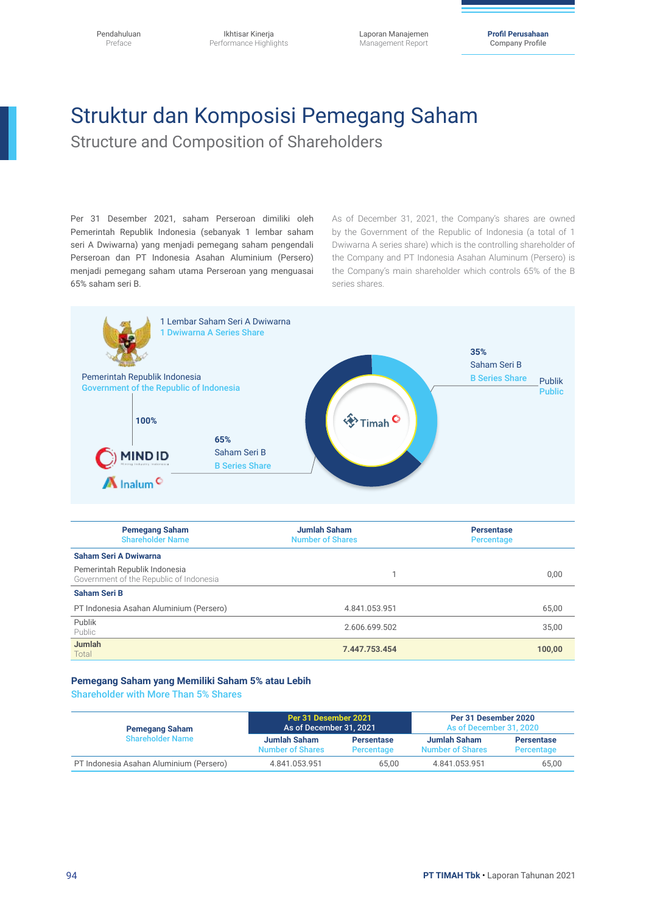# Struktur dan Komposisi Pemegang Saham

## Structure and Composition of Shareholders

Per 31 Desember 2021, saham Perseroan dimiliki oleh Pemerintah Republik Indonesia (sebanyak 1 lembar saham seri A Dwiwarna) yang menjadi pemegang saham pengendali Perseroan dan PT Indonesia Asahan Aluminium (Persero) menjadi pemegang saham utama Perseroan yang menguasai 65% saham seri B.

As of December 31, 2021, the Company's shares are owned by the Government of the Republic of Indonesia (a total of 1 Dwiwarna A series share) which is the controlling shareholder of the Company and PT Indonesia Asahan Aluminum (Persero) is the Company's main shareholder which controls 65% of the B series shares.

1 Lembar Saham Seri A Dwiwarna
1 Dwiwarna A Series Share

Pemerintah Republik Indonesia
Government of the Republic of Indonesia

100%

MIND ID

Inalum

65%
Saham Seri B
B Series Share

Timah

35%
Saham Seri B
B Series Share

Publik
Public

| Pemegang Saham<br>Shareholder Name | Jumlah Saham<br>Number of Shares | Persentase<br>Percentage |
|---|---|---|
| **Saham Seri A Dwiwarna** | | |
| Pemerintah Republik Indonesia<br>Government of the Republic of Indonesia | 1 | 0,00 |
| **Saham Seri B** | | |
| PT Indonesia Asahan Aluminium (Persero) | 4.841.053.951 | 65,00 |
| Publik<br>Public | 2.606.699.502 | 35,00 |
| **Jumlah**<br>Total | **7.447.753.454** | **100,00** |

### Pemegang Saham yang Memiliki Saham 5% atau Lebih
### Shareholder with More Than 5% Shares

| Pemegang Saham<br>Shareholder Name | Per 31 Desember 2021<br>As of December 31, 2021 | | Per 31 Desember 2020<br>As of December 31, 2020 | |
|---|---|---|---|---|
| | Jumlah Saham<br>Number of Shares | Persentase<br>Percentage | Jumlah Saham<br>Number of Shares | Persentase<br>Percentage |
| PT Indonesia Asahan Aluminium (Persero) | 4.841.053.951 | 65,00 | 4.841.053.951 | 65,00 |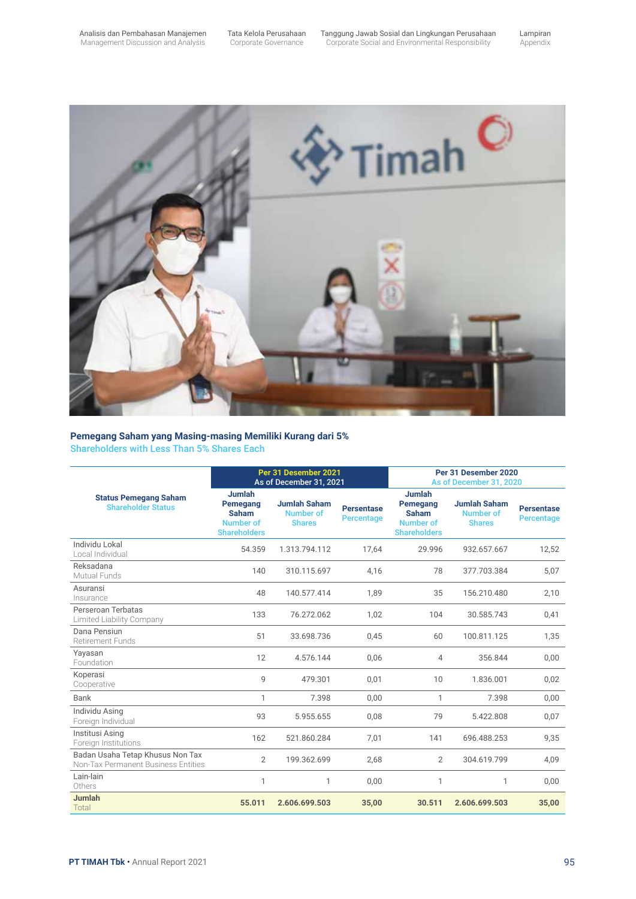## Pemegang Saham yang Masing-masing Memiliki Kurang dari 5%
Shareholders with Less Than 5% Shares Each

| Status Pemegang Saham<br>Shareholder Status | Per 31 Desember 2021<br>As of December 31, 2021 | | | Per 31 Desember 2020<br>As of December 31, 2020 | | |
|---|---|---|---|---|---|---|
| | Jumlah Pemegang Saham<br>Number of Shareholders | Jumlah Saham<br>Number of Shares | Persentase<br>Percentage | Jumlah Pemegang Saham<br>Number of Shareholders | Jumlah Saham<br>Number of Shares | Persentase<br>Percentage |
| Individu Lokal<br>Local Individual | 54.359 | 1.313.794.112 | 17,64 | 29.996 | 932.657.667 | 12,52 |
| Reksadana<br>Mutual Funds | 140 | 310.115.697 | 4,16 | 78 | 377.703.384 | 5,07 |
| Asuransi<br>Insurance | 48 | 140.577.414 | 1,89 | 35 | 156.210.480 | 2,10 |
| Perseroan Terbatas<br>Limited Liability Company | 133 | 76.272.062 | 1,02 | 104 | 30.585.743 | 0,41 |
| Dana Pensiun<br>Retirement Funds | 51 | 33.698.736 | 0,45 | 60 | 100.811.125 | 1,35 |
| Yayasan<br>Foundation | 12 | 4.576.144 | 0,06 | 4 | 356.844 | 0,00 |
| Koperasi<br>Cooperative | 9 | 479.301 | 0,01 | 10 | 1.836.001 | 0,02 |
| Bank | 1 | 7.398 | 0,00 | 1 | 7.398 | 0,00 |
| Individu Asing<br>Foreign Individual | 93 | 5.955.655 | 0,08 | 79 | 5.422.808 | 0,07 |
| Institusi Asing<br>Foreign Institutions | 162 | 521.860.284 | 7,01 | 141 | 696.488.253 | 9,35 |
| Badan Usaha Tetap Khusus Non Tax<br>Non-Tax Permanent Business Entities | 2 | 199.362.699 | 2,68 | 2 | 304.619.799 | 4,09 |
| Lain-lain<br>Others | 1 | 1 | 0,00 | 1 | 1 | 0,00 |
| **Jumlah**<br>Total | **55.011** | **2.606.699.503** | **35,00** | **30.511** | **2.606.699.503** | **35,00** |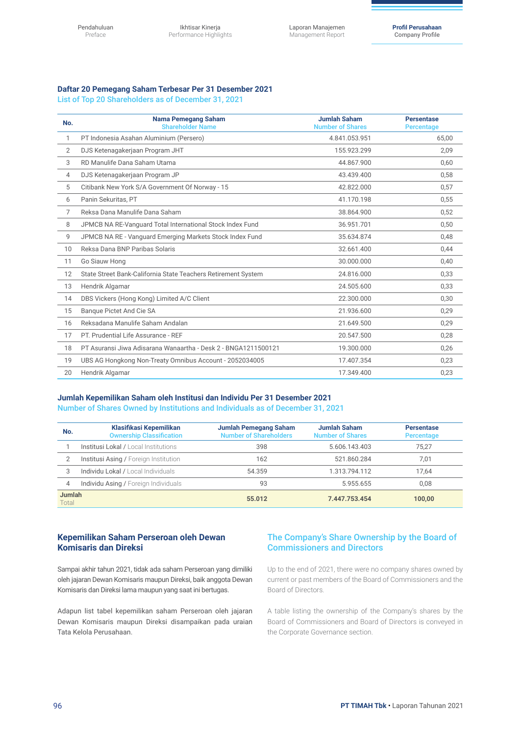### Daftar 20 Pemegang Saham Terbesar Per 31 Desember 2021
List of Top 20 Shareholders as of December 31, 2021

| No. | Nama Pemegang Saham<br>Shareholder Name | Jumlah Saham<br>Number of Shares | Persentase<br>Percentage |
|---|---|---|---|
| 1 | PT Indonesia Asahan Aluminium (Persero) | 4.841.053.951 | 65,00 |
| 2 | DJS Ketenagakerjaan Program JHT | 155.923.299 | 2,09 |
| 3 | RD Manulife Dana Saham Utama | 44.867.900 | 0,60 |
| 4 | DJS Ketenagakerjaan Program JP | 43.439.400 | 0,58 |
| 5 | Citibank New York S/A Government Of Norway - 15 | 42.822.000 | 0,57 |
| 6 | Panin Sekuritas, PT | 41.170.198 | 0,55 |
| 7 | Reksa Dana Manulife Dana Saham | 38.864.900 | 0,52 |
| 8 | JPMCB NA RE-Vanguard Total International Stock Index Fund | 36.951.701 | 0,50 |
| 9 | JPMCB NA RE - Vanguard Emerging Markets Stock Index Fund | 35.634.874 | 0,48 |
| 10 | Reksa Dana BNP Paribas Solaris | 32.661.400 | 0,44 |
| 11 | Go Siauw Hong | 30.000.000 | 0,40 |
| 12 | State Street Bank-California State Teachers Retirement System | 24.816.000 | 0,33 |
| 13 | Hendrik Algamar | 24.505.600 | 0,33 |
| 14 | DBS Vickers (Hong Kong) Limited A/C Client | 22.300.000 | 0,30 |
| 15 | Banque Pictet And Cie SA | 21.936.600 | 0,29 |
| 16 | Reksadana Manulife Saham Andalan | 21.649.500 | 0,29 |
| 17 | PT. Prudential Life Assurance - REF | 20.547.500 | 0,28 |
| 18 | PT Asuransi Jiwa Adisarana Wanaartha - Desk 2 - BNGA1211500121 | 19.300.000 | 0,26 |
| 19 | UBS AG Hongkong Non-Treaty Omnibus Account - 2052034005 | 17.407.354 | 0,23 |
| 20 | Hendrik Algamar | 17.349.400 | 0,23 |

### Jumlah Kepemilikan Saham oleh Institusi dan Individu Per 31 Desember 2021
Number of Shares Owned by Institutions and Individuals as of December 31, 2021

| No. | Klasifikasi Kepemilikan<br>Ownership Classification | Jumlah Pemegang Saham<br>Number of Shareholders | Jumlah Saham<br>Number of Shares | Persentase<br>Percentage |
|---|---|---|---|---|
| 1 | Institusi Lokal / Local Institutions | 398 | 5.606.143.403 | 75,27 |
| 2 | Institusi Asing / Foreign Institution | 162 | 521.860.284 | 7,01 |
| 3 | Individu Lokal / Local Individuals | 54.359 | 1.313.794.112 | 17,64 |
| 4 | Individu Asing / Foreign Individuals | 93 | 5.955.655 | 0,08 |
| **Jumlah**<br>Total | | **55.012** | **7.447.753.454** | **100,00** |

### Kepemilikan Saham Perseroan oleh Dewan Komisaris dan Direksi

Sampai akhir tahun 2021, tidak ada saham Perseroan yang dimiliki oleh jajaran Dewan Komisaris maupun Direksi, baik anggota Dewan Komisaris dan Direksi lama maupun yang saat ini bertugas.

Adapun list tabel kepemilikan saham Perseroan oleh jajaran Dewan Komisaris maupun Direksi disampaikan pada uraian Tata Kelola Perusahaan.

### The Company's Share Ownership by the Board of Commissioners and Directors

Up to the end of 2021, there were no company shares owned by current or past members of the Board of Commissioners and the Board of Directors.

A table listing the ownership of the Company's shares by the Board of Commissioners and Board of Directors is conveyed in the Corporate Governance section.